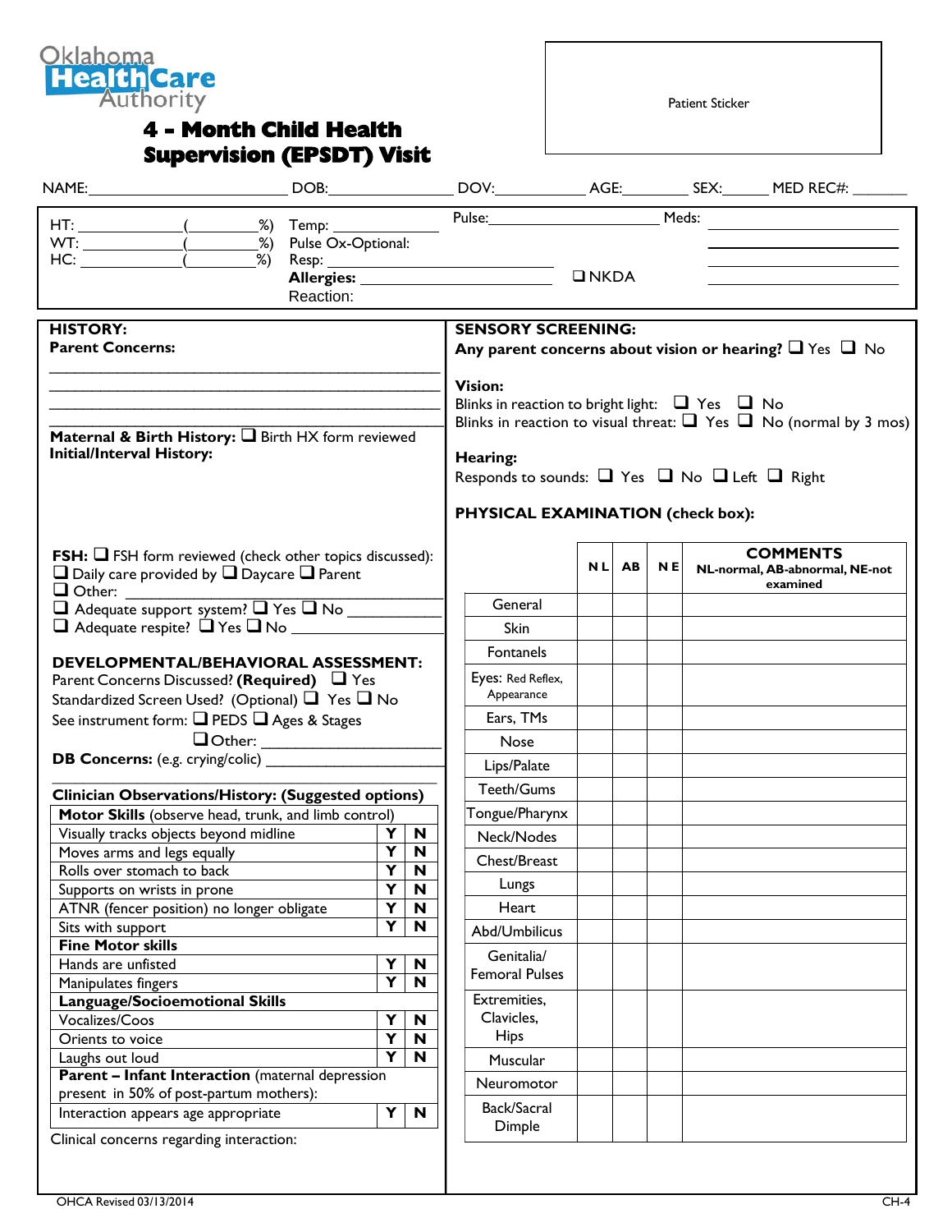Oklahoma Health Care Authority

# 4 - Month Child Health Supervision (EPSDT) Visit

Patient Sticker

NAME:________________________ DOB:________________ DOV:____________ AGE:_________ SEX:______ MED REC#: _______

HT: ____________(_________%) Temp: ____________ Pulse:____________________ Meds: ____________________

WT: ____________(_________%) Pulse Ox-Optional: ____________________

HC: ____________(_________%) Resp: ____________________ ____________________

**Allergies:** ______________________ ❑ NKDA ____________________

Reaction:

## HISTORY:

**Parent Concerns:**

______________________________________________

______________________________________________

______________________________________________

**Maternal & Birth History:** ❑ Birth HX form reviewed

**Initial/Interval History:**

**FSH:** ❑ FSH form reviewed (check other topics discussed):

❑ Daily care provided by ❑ Daycare ❑ Parent

❑ Other: ______________________________

❑ Adequate support system? ❑ Yes ❑ No ____________

❑ Adequate respite? ❑ Yes ❑ No ____________

## DEVELOPMENTAL/BEHAVIORAL ASSESSMENT:

Parent Concerns Discussed? **(Required)** ❑ Yes

Standardized Screen Used? (Optional) ❑ Yes ❑ No

See instrument form: ❑ PEDS ❑ Ages & Stages

❑ Other: ____________________

**DB Concerns:** (e.g. crying/colic) ____________________

______________________________________________

**Clinician Observations/History: (Suggested options)**

| **Motor Skills** (observe head, trunk, and limb control) | | |
|---|---|---|
| Visually tracks objects beyond midline | Y | N |
| Moves arms and legs equally | Y | N |
| Rolls over stomach to back | Y | N |
| Supports on wrists in prone | Y | N |
| ATNR (fencer position) no longer obligate | Y | N |
| Sits with support | Y | N |
| **Fine Motor skills** | | |
| Hands are unfisted | Y | N |
| Manipulates fingers | Y | N |
| **Language/Socioemotional Skills** | | |
| Vocalizes/Coos | Y | N |
| Orients to voice | Y | N |
| Laughs out loud | Y | N |
| **Parent – Infant Interaction** (maternal depression present in 50% of post-partum mothers): | | |
| Interaction appears age appropriate | Y | N |

Clinical concerns regarding interaction:

## SENSORY SCREENING:

**Any parent concerns about vision or hearing?** ❑ Yes ❑ No

**Vision:**

Blinks in reaction to bright light: ❑ Yes ❑ No

Blinks in reaction to visual threat: ❑ Yes ❑ No (normal by 3 mos)

**Hearing:**

Responds to sounds: ❑ Yes ❑ No ❑ Left ❑ Right

## PHYSICAL EXAMINATION (check box):

| | NL | AB | NE | COMMENTS NL-normal, AB-abnormal, NE-not examined |
|---|---|---|---|---|
| General | | | | |
| Skin | | | | |
| Fontanels | | | | |
| Eyes: Red Reflex, Appearance | | | | |
| Ears, TMs | | | | |
| Nose | | | | |
| Lips/Palate | | | | |
| Teeth/Gums | | | | |
| Tongue/Pharynx | | | | |
| Neck/Nodes | | | | |
| Chest/Breast | | | | |
| Lungs | | | | |
| Heart | | | | |
| Abd/Umbilicus | | | | |
| Genitalia/ Femoral Pulses | | | | |
| Extremities, Clavicles, Hips | | | | |
| Muscular | | | | |
| Neuromotor | | | | |
| Back/Sacral Dimple | | | | |

OHCA Revised 03/13/2014 CH-4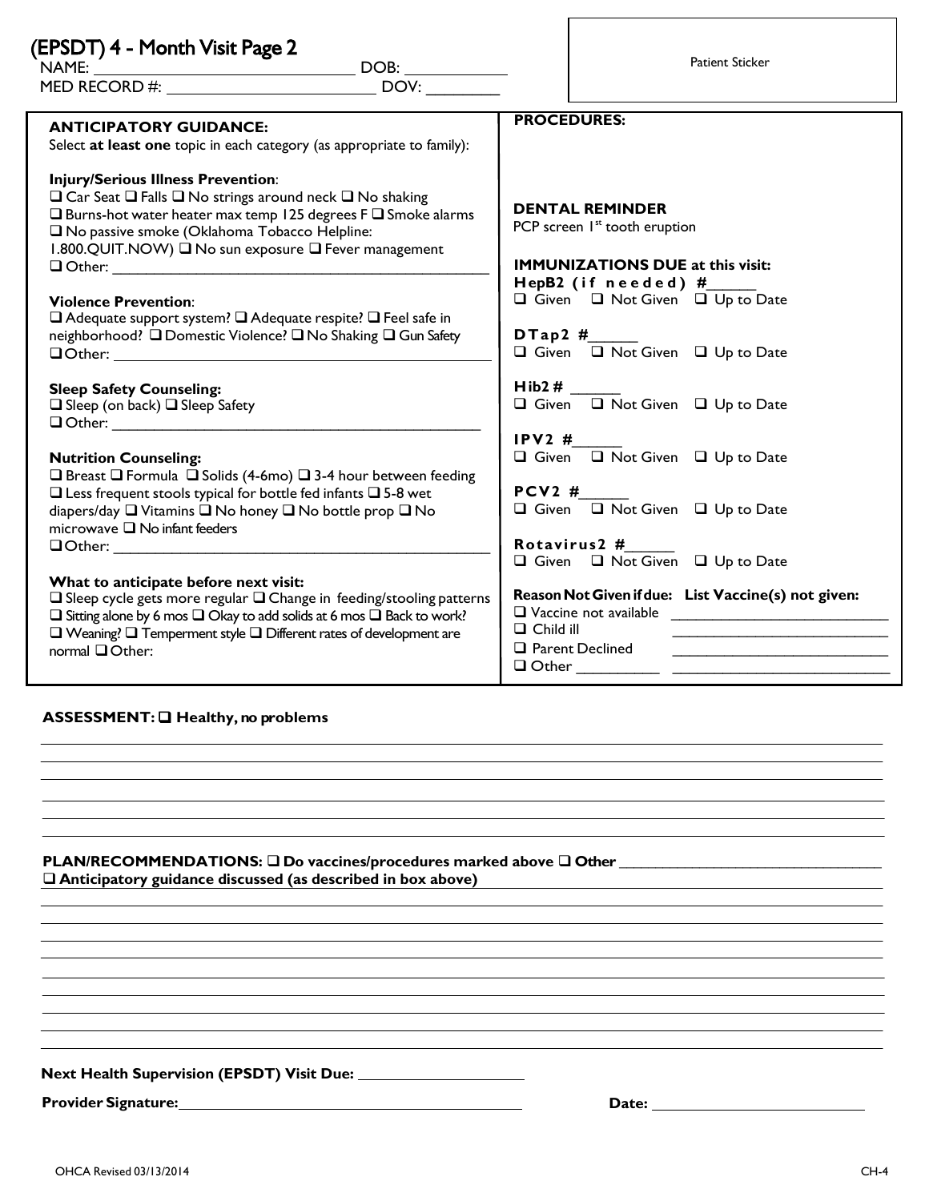# (EPSDT) 4 - Month Visit Page 2

NAME: ______________________________ DOB: ____________

MED RECORD #: ________________________ DOV: ________

Patient Sticker

**ANTICIPATORY GUIDANCE:**
Select **at least one** topic in each category (as appropriate to family):

**Injury/Serious Illness Prevention**:
❑ Car Seat ❑ Falls ❑ No strings around neck ❑ No shaking
❑ Burns-hot water heater max temp 125 degrees F ❑ Smoke alarms
❑ No passive smoke (Oklahoma Tobacco Helpline: 1.800.QUIT.NOW) ❑ No sun exposure ❑ Fever management
❑ Other: ______________________________________________

**Violence Prevention**:
❑ Adequate support system? ❑ Adequate respite? ❑ Feel safe in neighborhood? ❑ Domestic Violence? ❑ No Shaking ❑ Gun Safety
❑ Other: ______________________________________________

**Sleep Safety Counseling:**
❑ Sleep (on back) ❑ Sleep Safety
❑ Other: ______________________________________________

**Nutrition Counseling:**
❑ Breast ❑ Formula ❑ Solids (4-6mo) ❑ 3-4 hour between feeding
❑ Less frequent stools typical for bottle fed infants ❑ 5-8 wet diapers/day ❑ Vitamins ❑ No honey ❑ No bottle prop ❑ No microwave ❑ No infant feeders
❑ Other: ______________________________________________

**What to anticipate before next visit:**
❑ Sleep cycle gets more regular ❑ Change in feeding/stooling patterns
❑ Sitting alone by 6 mos ❑ Okay to add solids at 6 mos ❑ Back to work?
❑ Weaning? ❑ Temperment style ❑ Different rates of development are normal ❑ Other:

**PROCEDURES:**

**DENTAL REMINDER**
PCP screen 1st tooth eruption

**IMMUNIZATIONS DUE at this visit:**

**HepB2 (if needed) #______**
❑ Given ❑ Not Given ❑ Up to Date

**DTap2 #______**
❑ Given ❑ Not Given ❑ Up to Date

**Hib2 # ______**
❑ Given ❑ Not Given ❑ Up to Date

**IPV2 #______**
❑ Given ❑ Not Given ❑ Up to Date

**PCV2 #______**
❑ Given ❑ Not Given ❑ Up to Date

**Rotavirus2 #______**
❑ Given ❑ Not Given ❑ Up to Date

**Reason Not Given if due: List Vaccine(s) not given:**
❑ Vaccine not available ____________________________
❑ Child ill ____________________________
❑ Parent Declined ____________________________
❑ Other __________ ____________________________

**ASSESSMENT: ❑ Healthy, no problems**

**PLAN/RECOMMENDATIONS: ❑ Do vaccines/procedures marked above ❑ Other** ________________________________
**❑ Anticipatory guidance discussed (as described in box above)**

**Next Health Supervision (EPSDT) Visit Due:** ____________________

**Provider Signature:** ________________________________________ **Date:** __________________________

OHCA Revised 03/13/2014 CH-4